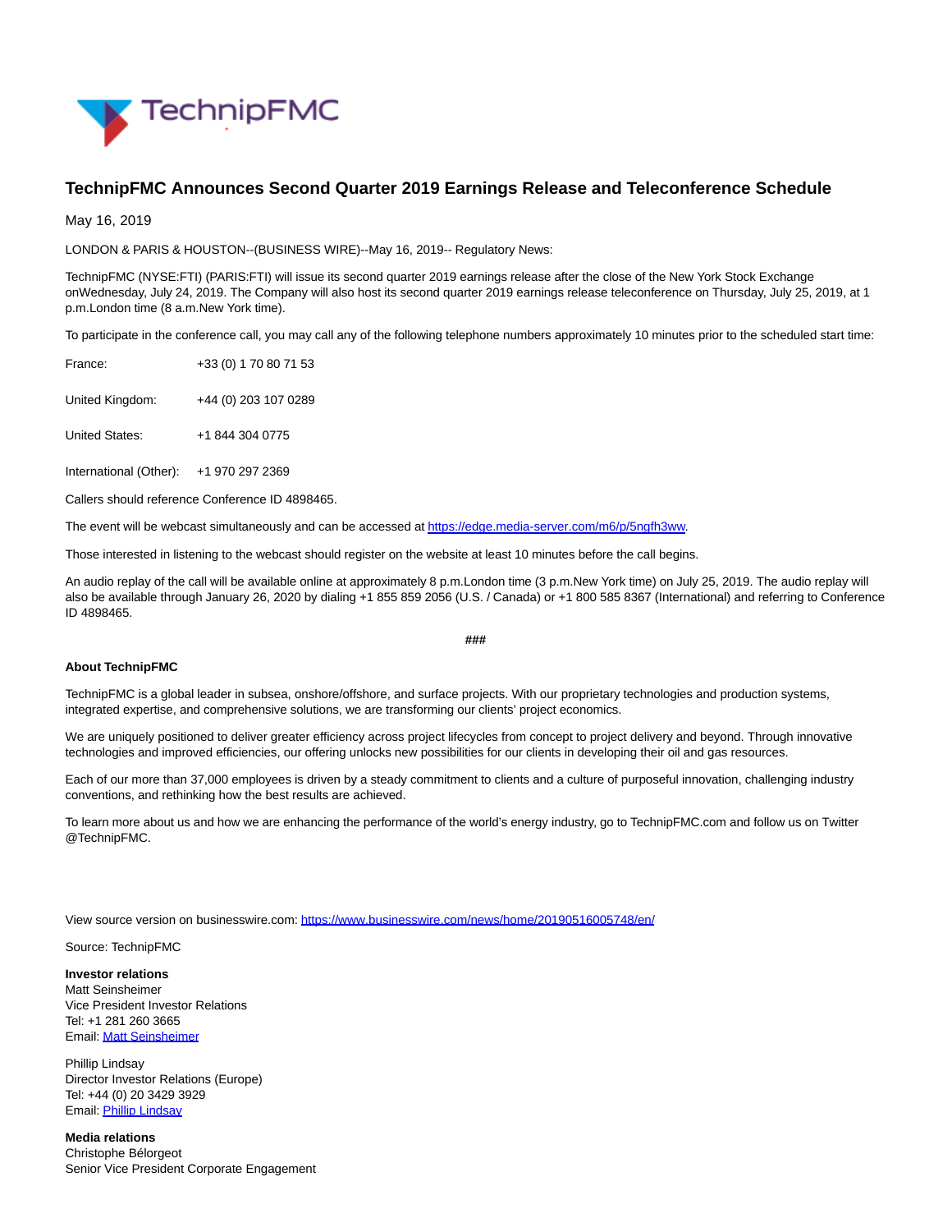# TechnipFMC Announces Second Quarter 2019 Earnings Release and Teleconference Schedule

May 16, 2019

LONDON & PARIS & HOUSTON--(BUSINESS WIRE)--May 16, 2019-- Regulatory News:

TechnipFMC (NYSE:FTI) (PARIS:FTI) will issue its second quarter 2019 earnings release after the close of the New York Stock Exchange onWednesday, July 24, 2019. The Company will also host its second quarter 2019 earnings release teleconference on Thursday, July 25, 2019, at 1 p.m.London time (8 a.m.New York time).

To participate in the conference call, you may call any of the following telephone numbers approximately 10 minutes prior to the scheduled start time:

| | |
|---|---|
| France: | +33 (0) 1 70 80 71 53 |
| United Kingdom: | +44 (0) 203 107 0289 |
| United States: | +1 844 304 0775 |
| International (Other): | +1 970 297 2369 |

Callers should reference Conference ID 4898465.

The event will be webcast simultaneously and can be accessed at https://edge.media-server.com/m6/p/5ngfh3ww.

Those interested in listening to the webcast should register on the website at least 10 minutes before the call begins.

An audio replay of the call will be available online at approximately 8 p.m.London time (3 p.m.New York time) on July 25, 2019. The audio replay will also be available through January 26, 2020 by dialing +1 855 859 2056 (U.S. / Canada) or +1 800 585 8367 (International) and referring to Conference ID 4898465.

###

**About TechnipFMC**

TechnipFMC is a global leader in subsea, onshore/offshore, and surface projects. With our proprietary technologies and production systems, integrated expertise, and comprehensive solutions, we are transforming our clients' project economics.

We are uniquely positioned to deliver greater efficiency across project lifecycles from concept to project delivery and beyond. Through innovative technologies and improved efficiencies, our offering unlocks new possibilities for our clients in developing their oil and gas resources.

Each of our more than 37,000 employees is driven by a steady commitment to clients and a culture of purposeful innovation, challenging industry conventions, and rethinking how the best results are achieved.

To learn more about us and how we are enhancing the performance of the world's energy industry, go to TechnipFMC.com and follow us on Twitter @TechnipFMC.

View source version on businesswire.com: https://www.businesswire.com/news/home/20190516005748/en/

Source: TechnipFMC

**Investor relations**
Matt Seinsheimer
Vice President Investor Relations
Tel: +1 281 260 3665
Email: Matt Seinsheimer

Phillip Lindsay
Director Investor Relations (Europe)
Tel: +44 (0) 20 3429 3929
Email: Phillip Lindsay

**Media relations**
Christophe Bélorgeot
Senior Vice President Corporate Engagement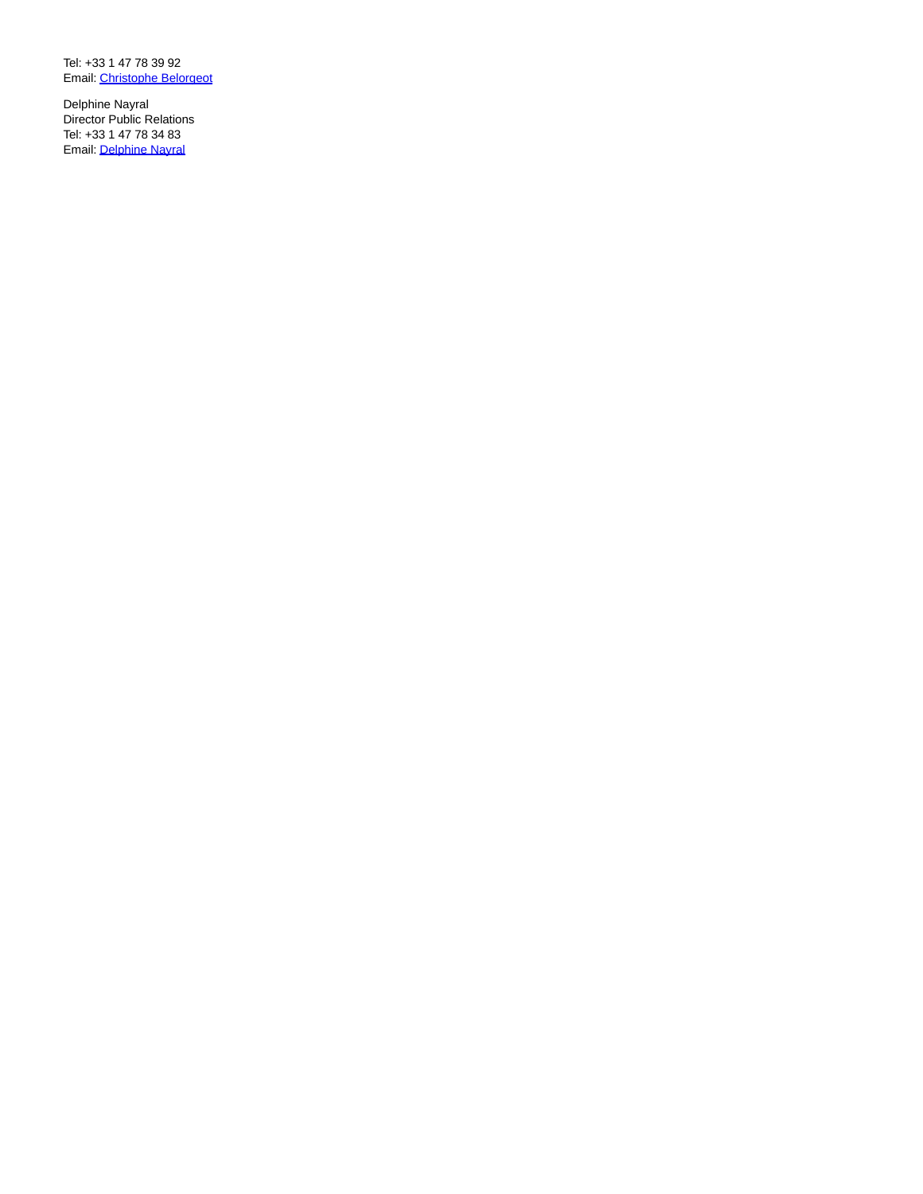Tel: +33 1 47 78 39 92
Email: Christophe Belorgeot

Delphine Nayral
Director Public Relations
Tel: +33 1 47 78 34 83
Email: Delphine Nayral